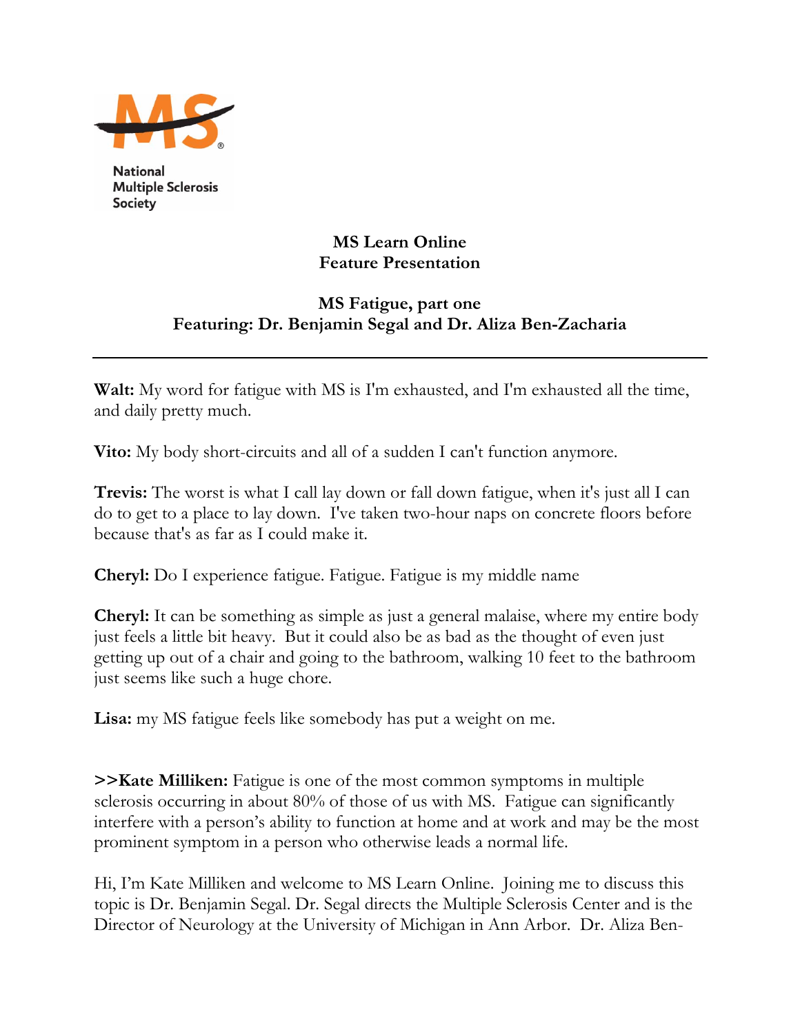National Multiple Sclerosis Society

**MS Learn Online**
**Feature Presentation**

**MS Fatigue, part one**
**Featuring: Dr. Benjamin Segal and Dr. Aliza Ben-Zacharia**

---

**Walt:** My word for fatigue with MS is I'm exhausted, and I'm exhausted all the time, and daily pretty much.

**Vito:** My body short-circuits and all of a sudden I can't function anymore.

**Trevis:** The worst is what I call lay down or fall down fatigue, when it's just all I can do to get to a place to lay down. I've taken two-hour naps on concrete floors before because that's as far as I could make it.

**Cheryl:** Do I experience fatigue. Fatigue. Fatigue is my middle name

**Cheryl:** It can be something as simple as just a general malaise, where my entire body just feels a little bit heavy. But it could also be as bad as the thought of even just getting up out of a chair and going to the bathroom, walking 10 feet to the bathroom just seems like such a huge chore.

**Lisa:** my MS fatigue feels like somebody has put a weight on me.

**>>Kate Milliken:** Fatigue is one of the most common symptoms in multiple sclerosis occurring in about 80% of those of us with MS. Fatigue can significantly interfere with a person's ability to function at home and at work and may be the most prominent symptom in a person who otherwise leads a normal life.

Hi, I'm Kate Milliken and welcome to MS Learn Online. Joining me to discuss this topic is Dr. Benjamin Segal. Dr. Segal directs the Multiple Sclerosis Center and is the Director of Neurology at the University of Michigan in Ann Arbor. Dr. Aliza Ben-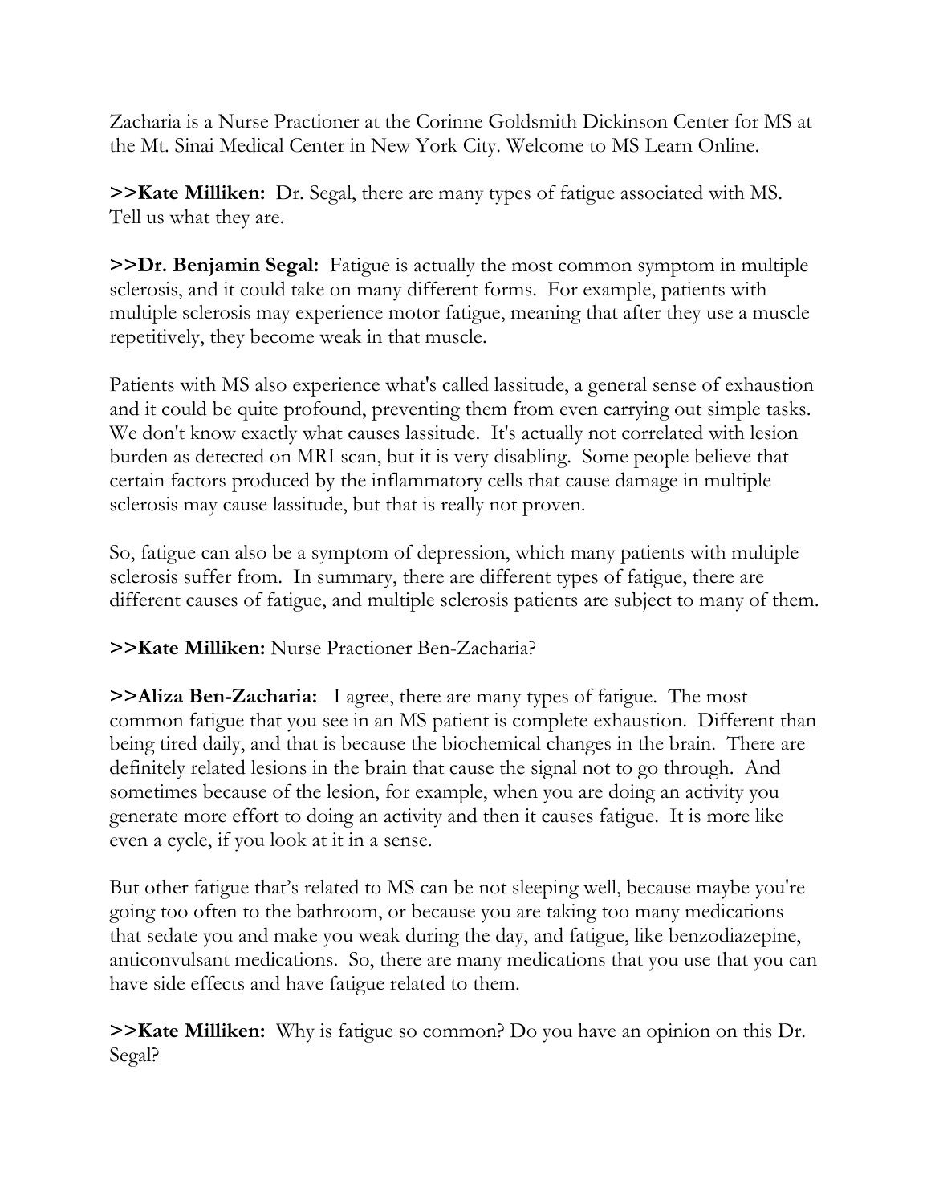Zacharia is a Nurse Practioner at the Corinne Goldsmith Dickinson Center for MS at the Mt. Sinai Medical Center in New York City. Welcome to MS Learn Online.

**>>Kate Milliken:** Dr. Segal, there are many types of fatigue associated with MS. Tell us what they are.

**>>Dr. Benjamin Segal:** Fatigue is actually the most common symptom in multiple sclerosis, and it could take on many different forms. For example, patients with multiple sclerosis may experience motor fatigue, meaning that after they use a muscle repetitively, they become weak in that muscle.

Patients with MS also experience what's called lassitude, a general sense of exhaustion and it could be quite profound, preventing them from even carrying out simple tasks. We don't know exactly what causes lassitude. It's actually not correlated with lesion burden as detected on MRI scan, but it is very disabling. Some people believe that certain factors produced by the inflammatory cells that cause damage in multiple sclerosis may cause lassitude, but that is really not proven.

So, fatigue can also be a symptom of depression, which many patients with multiple sclerosis suffer from. In summary, there are different types of fatigue, there are different causes of fatigue, and multiple sclerosis patients are subject to many of them.

**>>Kate Milliken:** Nurse Practioner Ben-Zacharia?

**>>Aliza Ben-Zacharia:** I agree, there are many types of fatigue. The most common fatigue that you see in an MS patient is complete exhaustion. Different than being tired daily, and that is because the biochemical changes in the brain. There are definitely related lesions in the brain that cause the signal not to go through. And sometimes because of the lesion, for example, when you are doing an activity you generate more effort to doing an activity and then it causes fatigue. It is more like even a cycle, if you look at it in a sense.

But other fatigue that's related to MS can be not sleeping well, because maybe you're going too often to the bathroom, or because you are taking too many medications that sedate you and make you weak during the day, and fatigue, like benzodiazepine, anticonvulsant medications. So, there are many medications that you use that you can have side effects and have fatigue related to them.

**>>Kate Milliken:** Why is fatigue so common? Do you have an opinion on this Dr. Segal?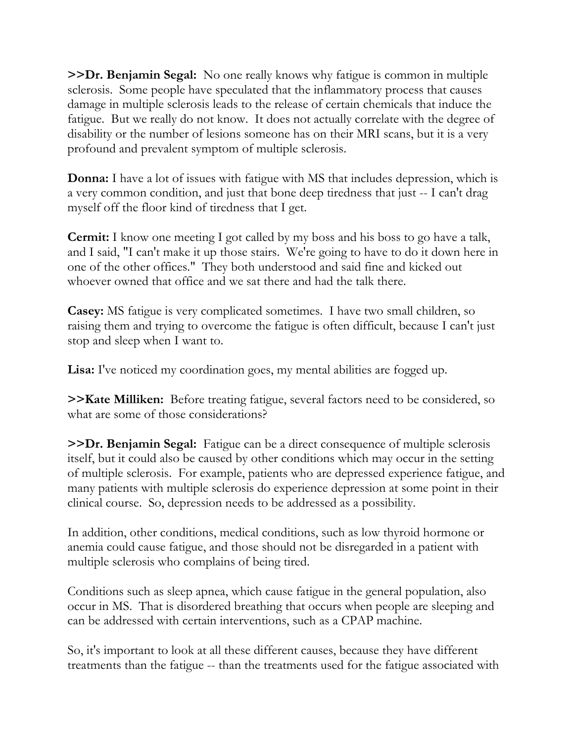**>>Dr. Benjamin Segal:** No one really knows why fatigue is common in multiple sclerosis. Some people have speculated that the inflammatory process that causes damage in multiple sclerosis leads to the release of certain chemicals that induce the fatigue. But we really do not know. It does not actually correlate with the degree of disability or the number of lesions someone has on their MRI scans, but it is a very profound and prevalent symptom of multiple sclerosis.

**Donna:** I have a lot of issues with fatigue with MS that includes depression, which is a very common condition, and just that bone deep tiredness that just -- I can't drag myself off the floor kind of tiredness that I get.

**Cermit:** I know one meeting I got called by my boss and his boss to go have a talk, and I said, "I can't make it up those stairs. We're going to have to do it down here in one of the other offices." They both understood and said fine and kicked out whoever owned that office and we sat there and had the talk there.

**Casey:** MS fatigue is very complicated sometimes. I have two small children, so raising them and trying to overcome the fatigue is often difficult, because I can't just stop and sleep when I want to.

**Lisa:** I've noticed my coordination goes, my mental abilities are fogged up.

**>>Kate Milliken:** Before treating fatigue, several factors need to be considered, so what are some of those considerations?

**>>Dr. Benjamin Segal:** Fatigue can be a direct consequence of multiple sclerosis itself, but it could also be caused by other conditions which may occur in the setting of multiple sclerosis. For example, patients who are depressed experience fatigue, and many patients with multiple sclerosis do experience depression at some point in their clinical course. So, depression needs to be addressed as a possibility.

In addition, other conditions, medical conditions, such as low thyroid hormone or anemia could cause fatigue, and those should not be disregarded in a patient with multiple sclerosis who complains of being tired.

Conditions such as sleep apnea, which cause fatigue in the general population, also occur in MS. That is disordered breathing that occurs when people are sleeping and can be addressed with certain interventions, such as a CPAP machine.

So, it's important to look at all these different causes, because they have different treatments than the fatigue -- than the treatments used for the fatigue associated with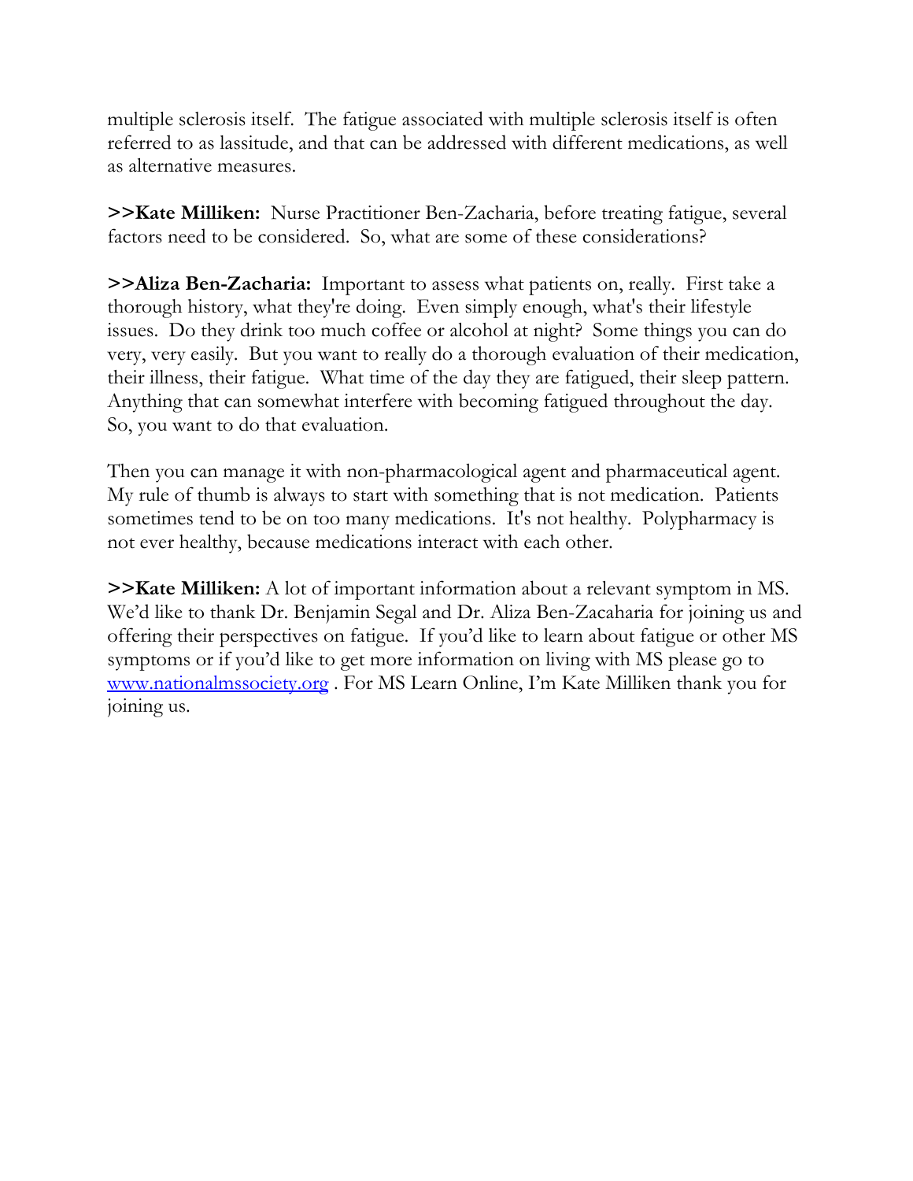multiple sclerosis itself. The fatigue associated with multiple sclerosis itself is often referred to as lassitude, and that can be addressed with different medications, as well as alternative measures.

**>>Kate Milliken:** Nurse Practitioner Ben-Zacharia, before treating fatigue, several factors need to be considered. So, what are some of these considerations?

**>>Aliza Ben-Zacharia:** Important to assess what patients on, really. First take a thorough history, what they're doing. Even simply enough, what's their lifestyle issues. Do they drink too much coffee or alcohol at night? Some things you can do very, very easily. But you want to really do a thorough evaluation of their medication, their illness, their fatigue. What time of the day they are fatigued, their sleep pattern. Anything that can somewhat interfere with becoming fatigued throughout the day. So, you want to do that evaluation.

Then you can manage it with non-pharmacological agent and pharmaceutical agent. My rule of thumb is always to start with something that is not medication. Patients sometimes tend to be on too many medications. It's not healthy. Polypharmacy is not ever healthy, because medications interact with each other.

**>>Kate Milliken:** A lot of important information about a relevant symptom in MS. We'd like to thank Dr. Benjamin Segal and Dr. Aliza Ben-Zacaharia for joining us and offering their perspectives on fatigue. If you'd like to learn about fatigue or other MS symptoms or if you'd like to get more information on living with MS please go to [www.nationalmssociety.org](http://www.nationalmssociety.org) . For MS Learn Online, I'm Kate Milliken thank you for joining us.